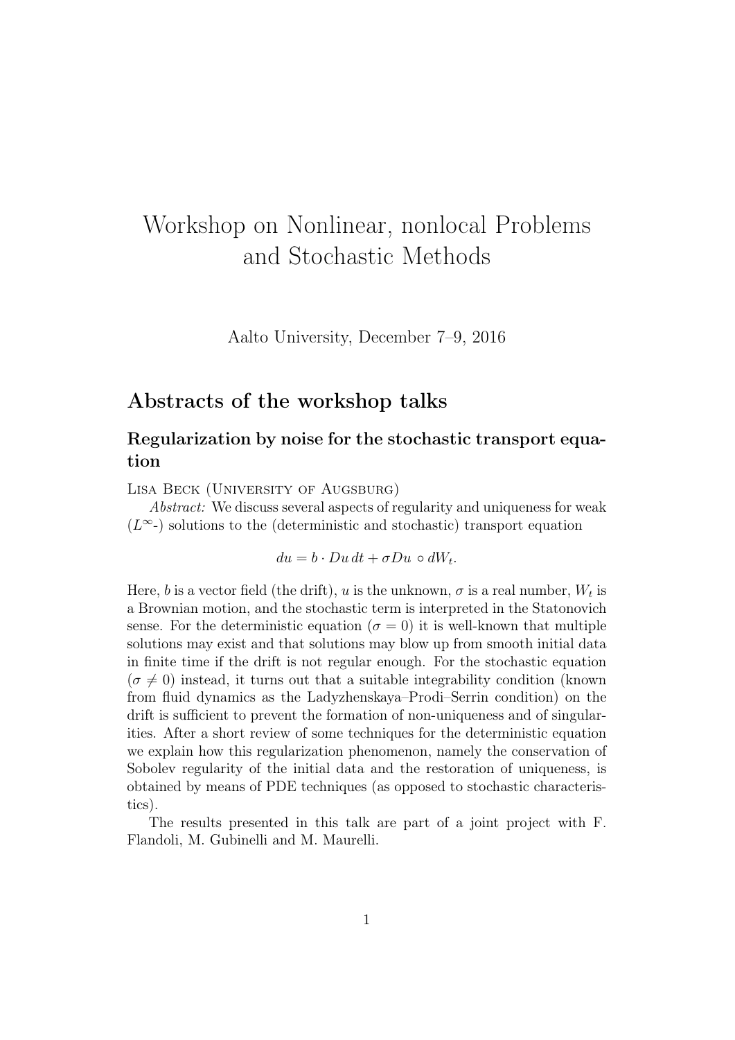# Workshop on Nonlinear, nonlocal Problems and Stochastic Methods

Aalto University, December 7–9, 2016

## Abstracts of the workshop talks

### Regularization by noise for the stochastic transport equation

Lisa Beck (University of Augsburg)

*Abstract:* We discuss several aspects of regularity and uniqueness for weak ($L^\infty$-) solutions to the (deterministic and stochastic) transport equation

$$du = b \cdot Du \, dt + \sigma Du \circ dW_t.$$

Here, $b$ is a vector field (the drift), $u$ is the unknown, $\sigma$ is a real number, $W_t$ is a Brownian motion, and the stochastic term is interpreted in the Statonovich sense. For the deterministic equation ($\sigma = 0$) it is well-known that multiple solutions may exist and that solutions may blow up from smooth initial data in finite time if the drift is not regular enough. For the stochastic equation ($\sigma \neq 0$) instead, it turns out that a suitable integrability condition (known from fluid dynamics as the Ladyzhenskaya–Prodi–Serrin condition) on the drift is sufficient to prevent the formation of non-uniqueness and of singularities. After a short review of some techniques for the deterministic equation we explain how this regularization phenomenon, namely the conservation of Sobolev regularity of the initial data and the restoration of uniqueness, is obtained by means of PDE techniques (as opposed to stochastic characteristics).

The results presented in this talk are part of a joint project with F. Flandoli, M. Gubinelli and M. Maurelli.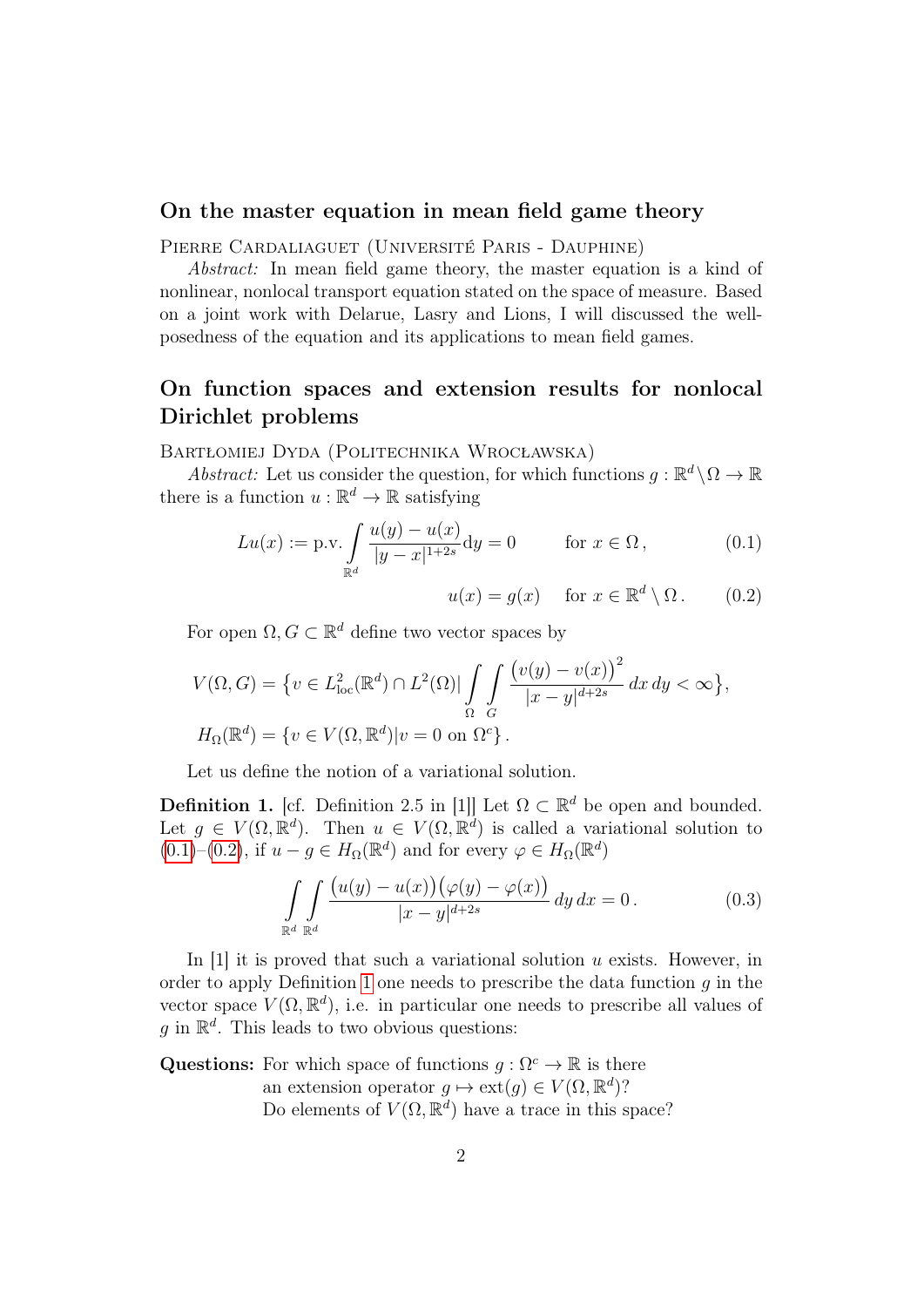## On the master equation in mean field game theory

Pierre Cardaliaguet (Université Paris - Dauphine)

*Abstract:* In mean field game theory, the master equation is a kind of nonlinear, nonlocal transport equation stated on the space of measure. Based on a joint work with Delarue, Lasry and Lions, I will discussed the well-posedness of the equation and its applications to mean field games.

## On function spaces and extension results for nonlocal Dirichlet problems

Bartłomiej Dyda (Politechnika Wrocławska)

*Abstract:* Let us consider the question, for which functions $g : \mathbb{R}^d \setminus \Omega \to \mathbb{R}$ there is a function $u : \mathbb{R}^d \to \mathbb{R}$ satisfying

$$Lu(x) := \text{p.v.} \int_{\mathbb{R}^d} \frac{u(y) - u(x)}{|y - x|^{1+2s}} \mathrm{d}y = 0 \qquad \text{for } x \in \Omega\,, \tag{0.1}$$

$$u(x) = g(x) \quad \text{for } x \in \mathbb{R}^d \setminus \Omega\,. \tag{0.2}$$

For open $\Omega, G \subset \mathbb{R}^d$ define two vector spaces by

$$V(\Omega, G) = \big\{v \in L^2_{\text{loc}}(\mathbb{R}^d) \cap L^2(\Omega) | \int_\Omega \int_G \frac{\big(v(y) - v(x)\big)^2}{|x - y|^{d+2s}}\, dx\, dy < \infty\big\},$$

$$H_\Omega(\mathbb{R}^d) = \{v \in V(\Omega, \mathbb{R}^d) | v = 0 \text{ on } \Omega^c\}\,.$$

Let us define the notion of a variational solution.

**Definition 1.** [cf. Definition 2.5 in [1]] Let $\Omega \subset \mathbb{R}^d$ be open and bounded. Let $g \in V(\Omega, \mathbb{R}^d)$. Then $u \in V(\Omega, \mathbb{R}^d)$ is called a variational solution to (0.1)–(0.2), if $u - g \in H_\Omega(\mathbb{R}^d)$ and for every $\varphi \in H_\Omega(\mathbb{R}^d)$

$$\int_{\mathbb{R}^d} \int_{\mathbb{R}^d} \frac{\big(u(y) - u(x)\big)\big(\varphi(y) - \varphi(x)\big)}{|x - y|^{d+2s}}\, dy\, dx = 0\,. \tag{0.3}$$

In [1] it is proved that such a variational solution $u$ exists. However, in order to apply Definition 1 one needs to prescribe the data function $g$ in the vector space $V(\Omega, \mathbb{R}^d)$, i.e. in particular one needs to prescribe all values of $g$ in $\mathbb{R}^d$. This leads to two obvious questions:

**Questions:** For which space of functions $g : \Omega^c \to \mathbb{R}$ is there an extension operator $g \mapsto \text{ext}(g) \in V(\Omega, \mathbb{R}^d)$?
Do elements of $V(\Omega, \mathbb{R}^d)$ have a trace in this space?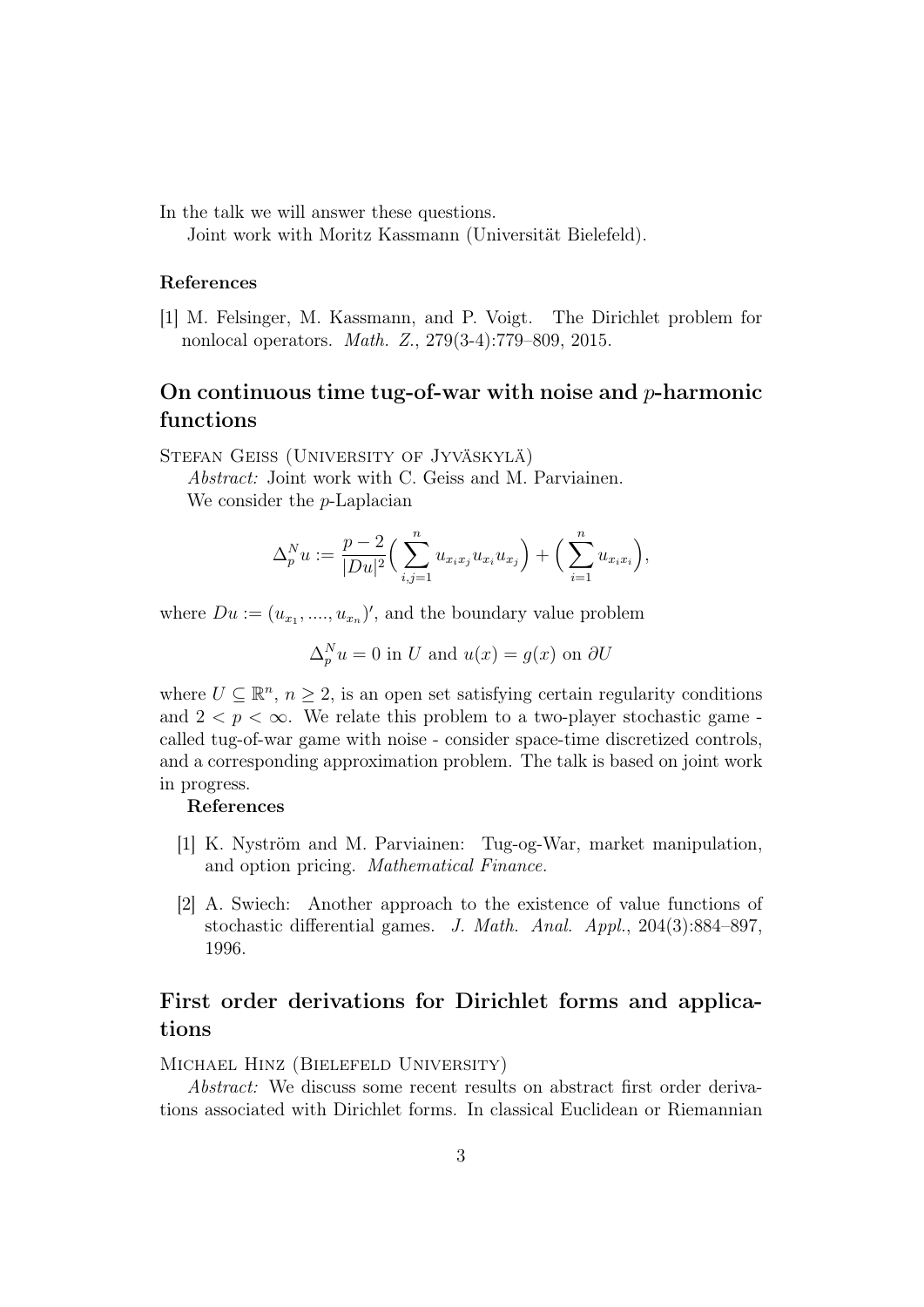In the talk we will answer these questions.

Joint work with Moritz Kassmann (Universität Bielefeld).

### References

[1] M. Felsinger, M. Kassmann, and P. Voigt. The Dirichlet problem for nonlocal operators. *Math. Z.*, 279(3-4):779–809, 2015.

## On continuous time tug-of-war with noise and $p$-harmonic functions

Stefan Geiss (University of Jyväskylä)

*Abstract:* Joint work with C. Geiss and M. Parviainen.

We consider the $p$-Laplacian

$$\Delta_p^N u := \frac{p-2}{|Du|^2}\Big(\sum_{i,j=1}^{n} u_{x_i x_j} u_{x_i} u_{x_j}\Big) + \Big(\sum_{i=1}^{n} u_{x_i x_i}\Big),$$

where $Du := (u_{x_1}, ...., u_{x_n})'$, and the boundary value problem

$$\Delta_p^N u = 0 \text{ in } U \text{ and } u(x) = g(x) \text{ on } \partial U$$

where $U \subseteq \mathbb{R}^n$, $n \geq 2$, is an open set satisfying certain regularity conditions and $2 < p < \infty$. We relate this problem to a two-player stochastic game - called tug-of-war game with noise - consider space-time discretized controls, and a corresponding approximation problem. The talk is based on joint work in progress.

### References

[1] K. Nyström and M. Parviainen: Tug-og-War, market manipulation, and option pricing. *Mathematical Finance.*

[2] A. Swiech: Another approach to the existence of value functions of stochastic differential games. *J. Math. Anal. Appl.*, 204(3):884–897, 1996.

## First order derivations for Dirichlet forms and applications

Michael Hinz (Bielefeld University)

*Abstract:* We discuss some recent results on abstract first order derivations associated with Dirichlet forms. In classical Euclidean or Riemannian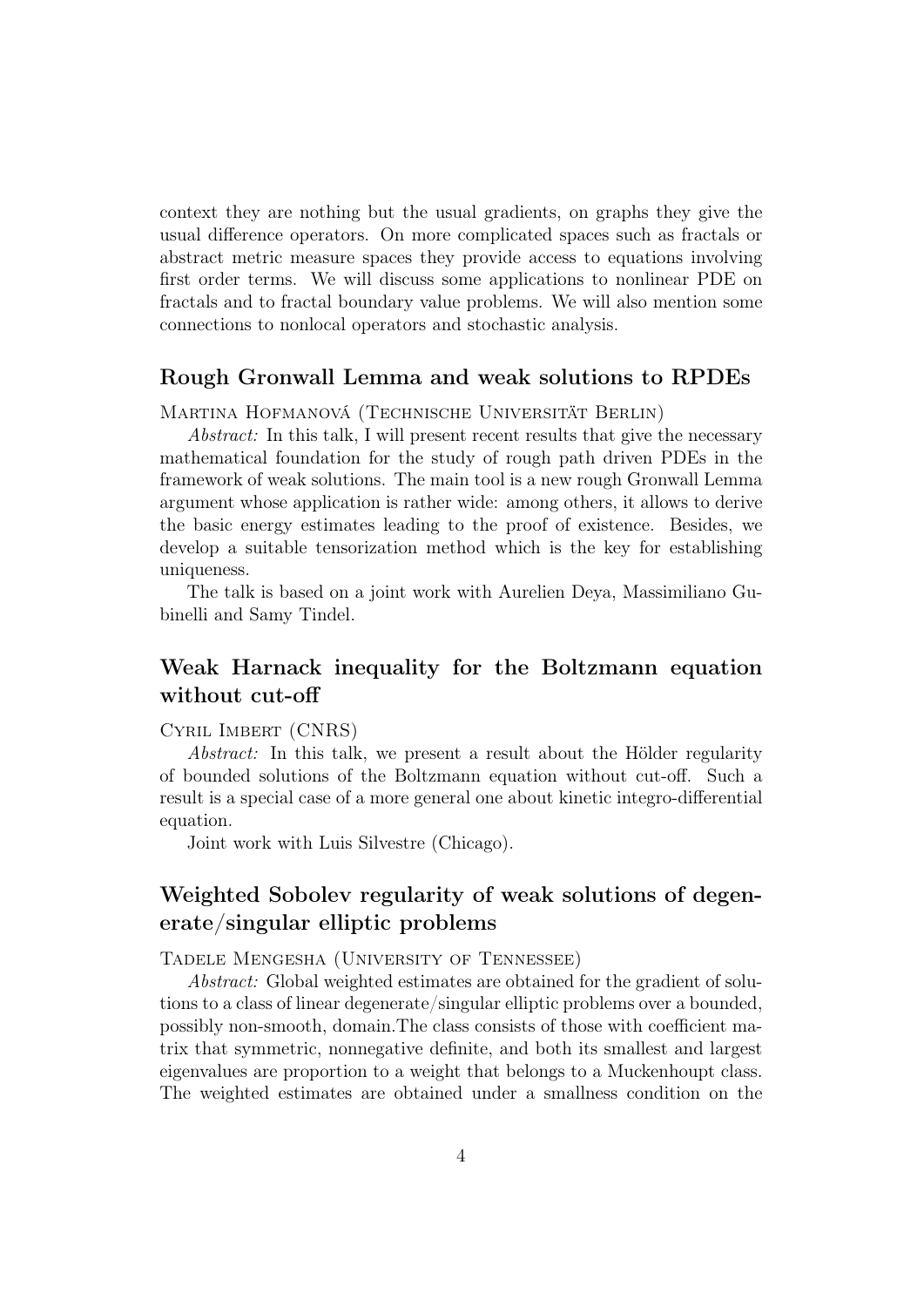context they are nothing but the usual gradients, on graphs they give the usual difference operators. On more complicated spaces such as fractals or abstract metric measure spaces they provide access to equations involving first order terms. We will discuss some applications to nonlinear PDE on fractals and to fractal boundary value problems. We will also mention some connections to nonlocal operators and stochastic analysis.

## Rough Gronwall Lemma and weak solutions to RPDEs

Martina Hofmanová (Technische Universität Berlin)

*Abstract:* In this talk, I will present recent results that give the necessary mathematical foundation for the study of rough path driven PDEs in the framework of weak solutions. The main tool is a new rough Gronwall Lemma argument whose application is rather wide: among others, it allows to derive the basic energy estimates leading to the proof of existence. Besides, we develop a suitable tensorization method which is the key for establishing uniqueness.

The talk is based on a joint work with Aurelien Deya, Massimiliano Gubinelli and Samy Tindel.

## Weak Harnack inequality for the Boltzmann equation without cut-off

Cyril Imbert (CNRS)

*Abstract:* In this talk, we present a result about the Hölder regularity of bounded solutions of the Boltzmann equation without cut-off. Such a result is a special case of a more general one about kinetic integro-differential equation.

Joint work with Luis Silvestre (Chicago).

## Weighted Sobolev regularity of weak solutions of degenerate/singular elliptic problems

Tadele Mengesha (University of Tennessee)

*Abstract:* Global weighted estimates are obtained for the gradient of solutions to a class of linear degenerate/singular elliptic problems over a bounded, possibly non-smooth, domain.The class consists of those with coefficient matrix that symmetric, nonnegative definite, and both its smallest and largest eigenvalues are proportion to a weight that belongs to a Muckenhoupt class. The weighted estimates are obtained under a smallness condition on the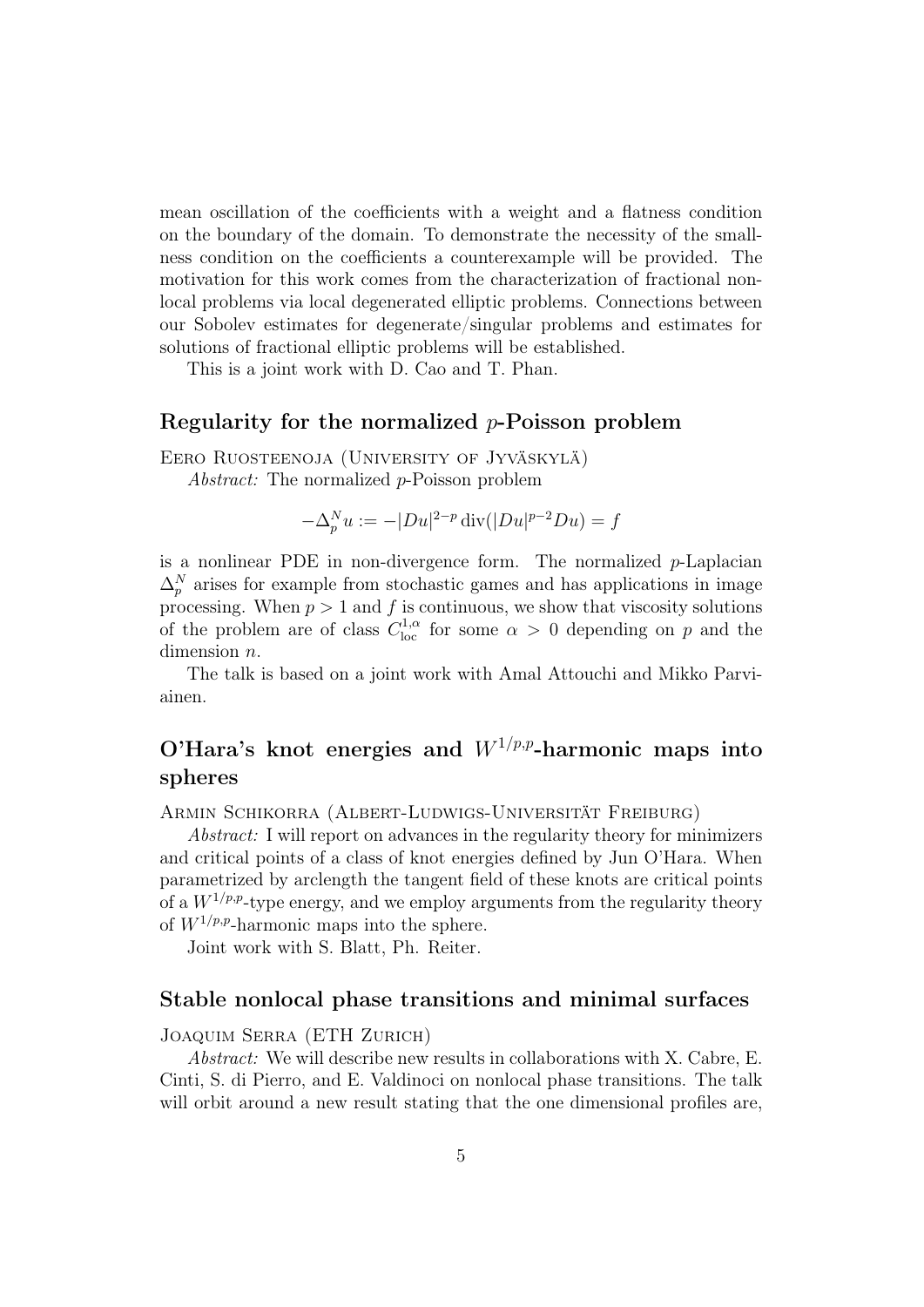mean oscillation of the coefficients with a weight and a flatness condition on the boundary of the domain. To demonstrate the necessity of the smallness condition on the coefficients a counterexample will be provided. The motivation for this work comes from the characterization of fractional non-local problems via local degenerated elliptic problems. Connections between our Sobolev estimates for degenerate/singular problems and estimates for solutions of fractional elliptic problems will be established.

This is a joint work with D. Cao and T. Phan.

## Regularity for the normalized $p$-Poisson problem

Eero Ruosteenoja (University of Jyväskylä)

*Abstract:* The normalized $p$-Poisson problem

$$-\Delta_p^N u := -|Du|^{2-p} \operatorname{div}(|Du|^{p-2} Du) = f$$

is a nonlinear PDE in non-divergence form. The normalized $p$-Laplacian $\Delta_p^N$ arises for example from stochastic games and has applications in image processing. When $p > 1$ and $f$ is continuous, we show that viscosity solutions of the problem are of class $C^{1,\alpha}_{\text{loc}}$ for some $\alpha > 0$ depending on $p$ and the dimension $n$.

The talk is based on a joint work with Amal Attouchi and Mikko Parviainen.

## O'Hara's knot energies and $W^{1/p,p}$-harmonic maps into spheres

Armin Schikorra (Albert-Ludwigs-Universität Freiburg)

*Abstract:* I will report on advances in the regularity theory for minimizers and critical points of a class of knot energies defined by Jun O'Hara. When parametrized by arclength the tangent field of these knots are critical points of a $W^{1/p,p}$-type energy, and we employ arguments from the regularity theory of $W^{1/p,p}$-harmonic maps into the sphere.

Joint work with S. Blatt, Ph. Reiter.

## Stable nonlocal phase transitions and minimal surfaces

Joaquim Serra (ETH Zurich)

*Abstract:* We will describe new results in collaborations with X. Cabre, E. Cinti, S. di Pierro, and E. Valdinoci on nonlocal phase transitions. The talk will orbit around a new result stating that the one dimensional profiles are,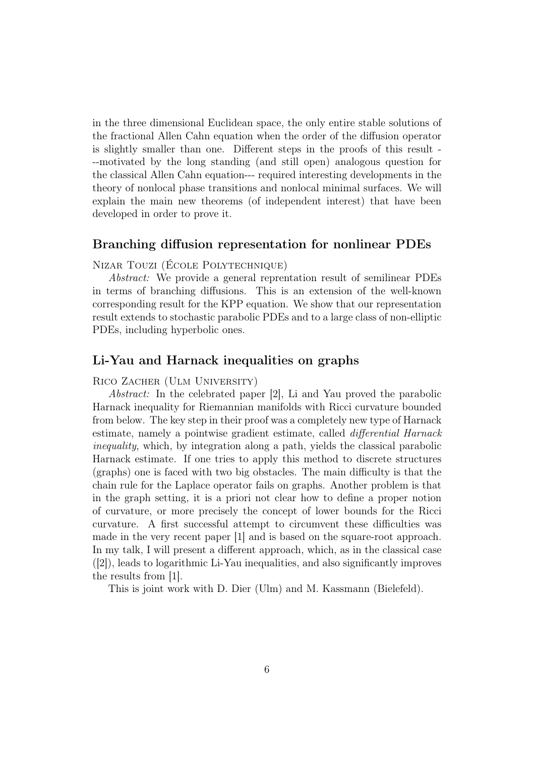in the three dimensional Euclidean space, the only entire stable solutions of the fractional Allen Cahn equation when the order of the diffusion operator is slightly smaller than one. Different steps in the proofs of this result ---motivated by the long standing (and still open) analogous question for the classical Allen Cahn equation--- required interesting developments in the theory of nonlocal phase transitions and nonlocal minimal surfaces. We will explain the main new theorems (of independent interest) that have been developed in order to prove it.

## Branching diffusion representation for nonlinear PDEs

Nizar Touzi (École Polytechnique)

*Abstract:* We provide a general reprentation result of semilinear PDEs in terms of branching diffusions. This is an extension of the well-known corresponding result for the KPP equation. We show that our representation result extends to stochastic parabolic PDEs and to a large class of non-elliptic PDEs, including hyperbolic ones.

## Li-Yau and Harnack inequalities on graphs

Rico Zacher (Ulm University)

*Abstract:* In the celebrated paper [2], Li and Yau proved the parabolic Harnack inequality for Riemannian manifolds with Ricci curvature bounded from below. The key step in their proof was a completely new type of Harnack estimate, namely a pointwise gradient estimate, called *differential Harnack inequality*, which, by integration along a path, yields the classical parabolic Harnack estimate. If one tries to apply this method to discrete structures (graphs) one is faced with two big obstacles. The main difficulty is that the chain rule for the Laplace operator fails on graphs. Another problem is that in the graph setting, it is a priori not clear how to define a proper notion of curvature, or more precisely the concept of lower bounds for the Ricci curvature. A first successful attempt to circumvent these difficulties was made in the very recent paper [1] and is based on the square-root approach. In my talk, I will present a different approach, which, as in the classical case ([2]), leads to logarithmic Li-Yau inequalities, and also significantly improves the results from [1].

This is joint work with D. Dier (Ulm) and M. Kassmann (Bielefeld).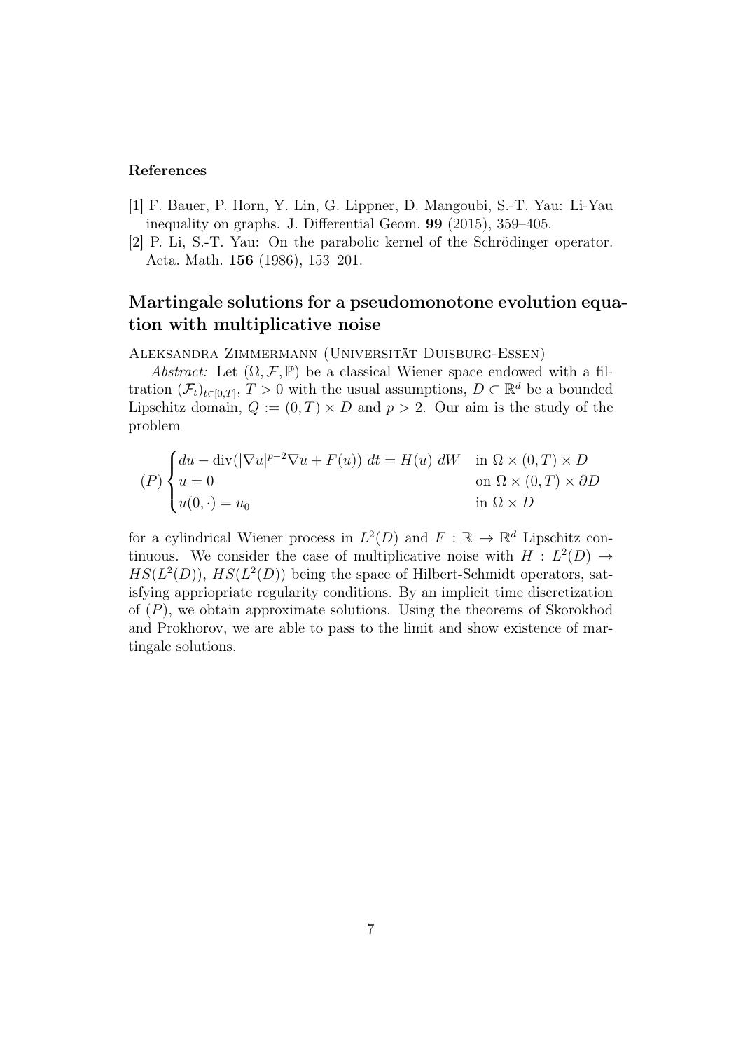### References

[1] F. Bauer, P. Horn, Y. Lin, G. Lippner, D. Mangoubi, S.-T. Yau: Li-Yau inequality on graphs. J. Differential Geom. **99** (2015), 359–405.

[2] P. Li, S.-T. Yau: On the parabolic kernel of the Schrödinger operator. Acta. Math. **156** (1986), 153–201.

## Martingale solutions for a pseudomonotone evolution equation with multiplicative noise

Aleksandra Zimmermann (Universität Duisburg-Essen)

*Abstract:* Let $(\Omega, \mathcal{F}, \mathbb{P})$ be a classical Wiener space endowed with a filtration $(\mathcal{F}_t)_{t\in[0,T]}$, $T > 0$ with the usual assumptions, $D \subset \mathbb{R}^d$ be a bounded Lipschitz domain, $Q := (0,T) \times D$ and $p > 2$. Our aim is the study of the problem

$$(P) \begin{cases} du - \operatorname{div}(|\nabla u|^{p-2}\nabla u + F(u)) \ dt = H(u) \ dW & \text{in } \Omega \times (0,T) \times D \\ u = 0 & \text{on } \Omega \times (0,T) \times \partial D \\ u(0,\cdot) = u_0 & \text{in } \Omega \times D \end{cases}$$

for a cylindrical Wiener process in $L^2(D)$ and $F : \mathbb{R} \to \mathbb{R}^d$ Lipschitz continuous. We consider the case of multiplicative noise with $H : L^2(D) \to HS(L^2(D))$, $HS(L^2(D))$ being the space of Hilbert-Schmidt operators, satisfying appriopriate regularity conditions. By an implicit time discretization of $(P)$, we obtain approximate solutions. Using the theorems of Skorokhod and Prokhorov, we are able to pass to the limit and show existence of martingale solutions.